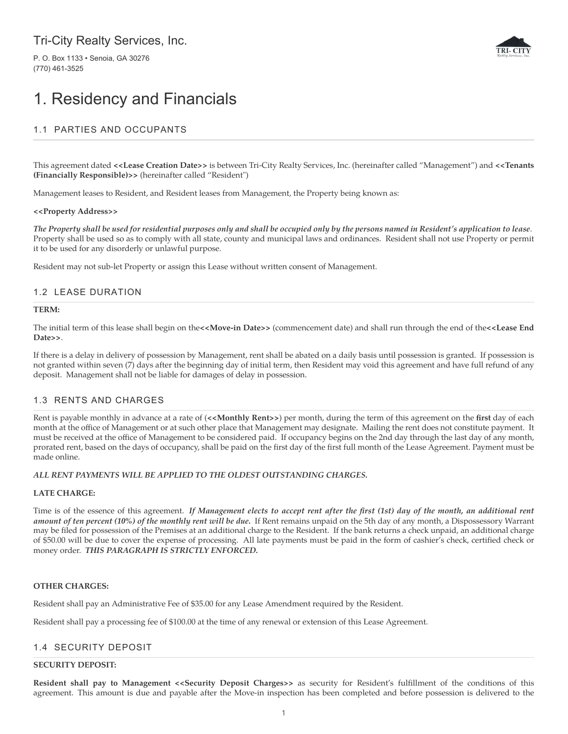Tri-City Realty Services, Inc.

P. O. Box 1133 • Senoia, GA 30276
(770) 461-3525

# 1. Residency and Financials

## 1.1 PARTIES AND OCCUPANTS

This agreement dated **<<Lease Creation Date>>** is between Tri-City Realty Services, Inc. (hereinafter called "Management") and **<<Tenants (Financially Responsible)>>** (hereinafter called "Resident")

Management leases to Resident, and Resident leases from Management, the Property being known as:

**<<Property Address>>**

***The Property shall be used for residential purposes only and shall be occupied only by the persons named in Resident's application to lease***. Property shall be used so as to comply with all state, county and municipal laws and ordinances. Resident shall not use Property or permit it to be used for any disorderly or unlawful purpose.

Resident may not sub-let Property or assign this Lease without written consent of Management.

## 1.2 LEASE DURATION

**TERM:**

The initial term of this lease shall begin on the**<<Move-in Date>>** (commencement date) and shall run through the end of the**<<Lease End Date>>**.

If there is a delay in delivery of possession by Management, rent shall be abated on a daily basis until possession is granted. If possession is not granted within seven (7) days after the beginning day of initial term, then Resident may void this agreement and have full refund of any deposit. Management shall not be liable for damages of delay in possession.

## 1.3 RENTS AND CHARGES

Rent is payable monthly in advance at a rate of (**<<Monthly Rent>>**) per month, during the term of this agreement on the **first** day of each month at the office of Management or at such other place that Management may designate. Mailing the rent does not constitute payment. It must be received at the office of Management to be considered paid. If occupancy begins on the 2nd day through the last day of any month, prorated rent, based on the days of occupancy, shall be paid on the first day of the first full month of the Lease Agreement. Payment must be made online.

***ALL RENT PAYMENTS WILL BE APPLIED TO THE OLDEST OUTSTANDING CHARGES.***

**LATE CHARGE:**

Time is of the essence of this agreement. ***If Management elects to accept rent after the first (1st) day of the month, an additional rent amount of ten percent (10%) of the monthly rent will be due.*** If Rent remains unpaid on the 5th day of any month, a Dispossessory Warrant may be filed for possession of the Premises at an additional charge to the Resident. If the bank returns a check unpaid, an additional charge of $50.00 will be due to cover the expense of processing. All late payments must be paid in the form of cashier's check, certified check or money order. ***THIS PARAGRAPH IS STRICTLY ENFORCED.***

**OTHER CHARGES:**

Resident shall pay an Administrative Fee of $35.00 for any Lease Amendment required by the Resident.

Resident shall pay a processing fee of $100.00 at the time of any renewal or extension of this Lease Agreement.

## 1.4 SECURITY DEPOSIT

**SECURITY DEPOSIT:**

**Resident shall pay to Management <<Security Deposit Charges>>** as security for Resident's fulfillment of the conditions of this agreement. This amount is due and payable after the Move-in inspection has been completed and before possession is delivered to the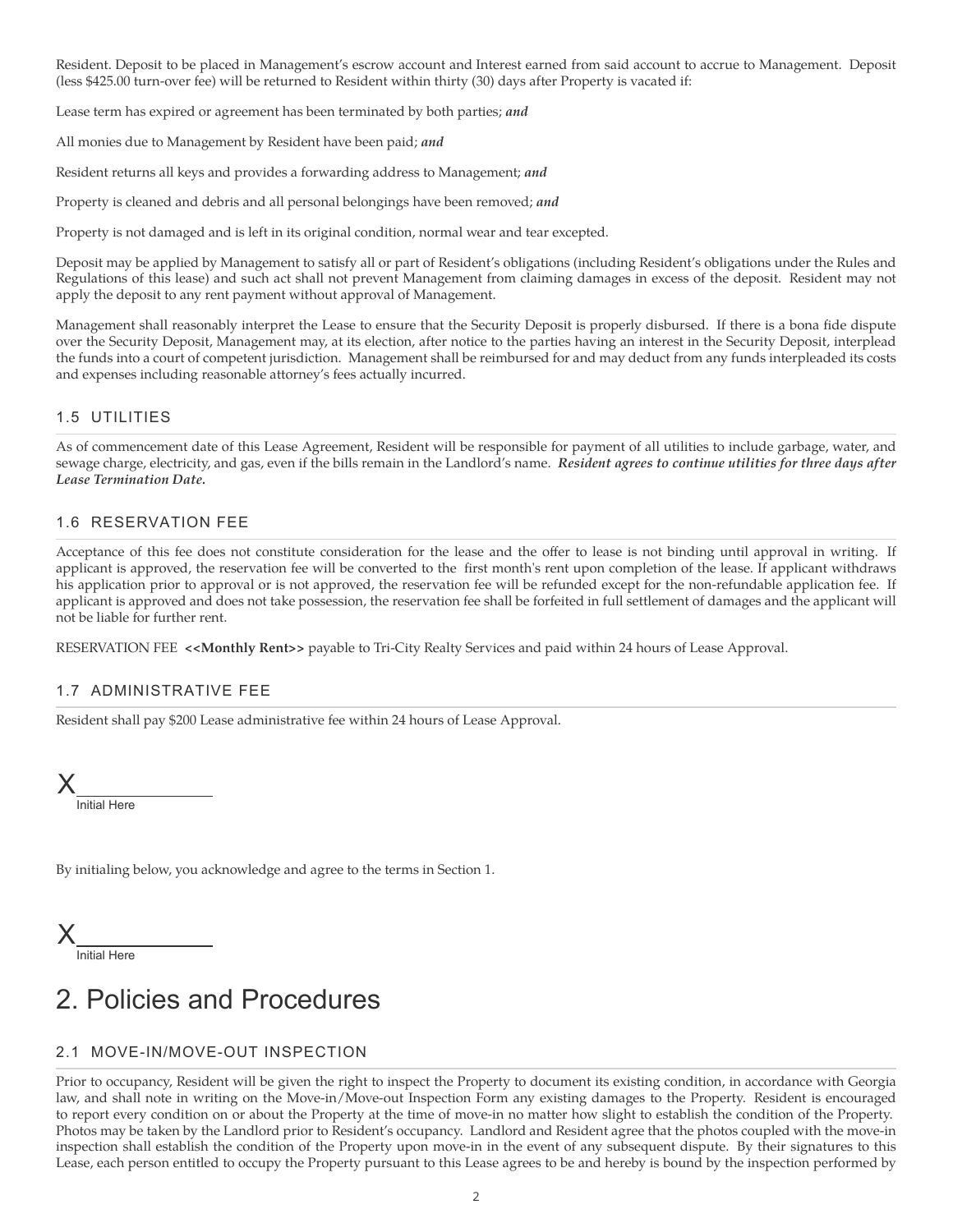Resident. Deposit to be placed in Management's escrow account and Interest earned from said account to accrue to Management. Deposit (less $425.00 turn-over fee) will be returned to Resident within thirty (30) days after Property is vacated if:

Lease term has expired or agreement has been terminated by both parties; ***and***

All monies due to Management by Resident have been paid; ***and***

Resident returns all keys and provides a forwarding address to Management; ***and***

Property is cleaned and debris and all personal belongings have been removed; ***and***

Property is not damaged and is left in its original condition, normal wear and tear excepted.

Deposit may be applied by Management to satisfy all or part of Resident's obligations (including Resident's obligations under the Rules and Regulations of this lease) and such act shall not prevent Management from claiming damages in excess of the deposit. Resident may not apply the deposit to any rent payment without approval of Management.

Management shall reasonably interpret the Lease to ensure that the Security Deposit is properly disbursed. If there is a bona fide dispute over the Security Deposit, Management may, at its election, after notice to the parties having an interest in the Security Deposit, interplead the funds into a court of competent jurisdiction. Management shall be reimbursed for and may deduct from any funds interpleaded its costs and expenses including reasonable attorney's fees actually incurred.

### 1.5 UTILITIES

As of commencement date of this Lease Agreement, Resident will be responsible for payment of all utilities to include garbage, water, and sewage charge, electricity, and gas, even if the bills remain in the Landlord's name. ***Resident agrees to continue utilities for three days after Lease Termination Date.***

### 1.6 RESERVATION FEE

Acceptance of this fee does not constitute consideration for the lease and the offer to lease is not binding until approval in writing. If applicant is approved, the reservation fee will be converted to the first month's rent upon completion of the lease. If applicant withdraws his application prior to approval or is not approved, the reservation fee will be refunded except for the non-refundable application fee. If applicant is approved and does not take possession, the reservation fee shall be forfeited in full settlement of damages and the applicant will not be liable for further rent.

RESERVATION FEE **<<Monthly Rent>>** payable to Tri-City Realty Services and paid within 24 hours of Lease Approval.

### 1.7 ADMINISTRATIVE FEE

Resident shall pay $200 Lease administrative fee within 24 hours of Lease Approval.

X____________
Initial Here

By initialing below, you acknowledge and agree to the terms in Section 1.

X____________
Initial Here

# 2. Policies and Procedures

### 2.1 MOVE-IN/MOVE-OUT INSPECTION

Prior to occupancy, Resident will be given the right to inspect the Property to document its existing condition, in accordance with Georgia law, and shall note in writing on the Move-in/Move-out Inspection Form any existing damages to the Property. Resident is encouraged to report every condition on or about the Property at the time of move-in no matter how slight to establish the condition of the Property. Photos may be taken by the Landlord prior to Resident's occupancy. Landlord and Resident agree that the photos coupled with the move-in inspection shall establish the condition of the Property upon move-in in the event of any subsequent dispute. By their signatures to this Lease, each person entitled to occupy the Property pursuant to this Lease agrees to be and hereby is bound by the inspection performed by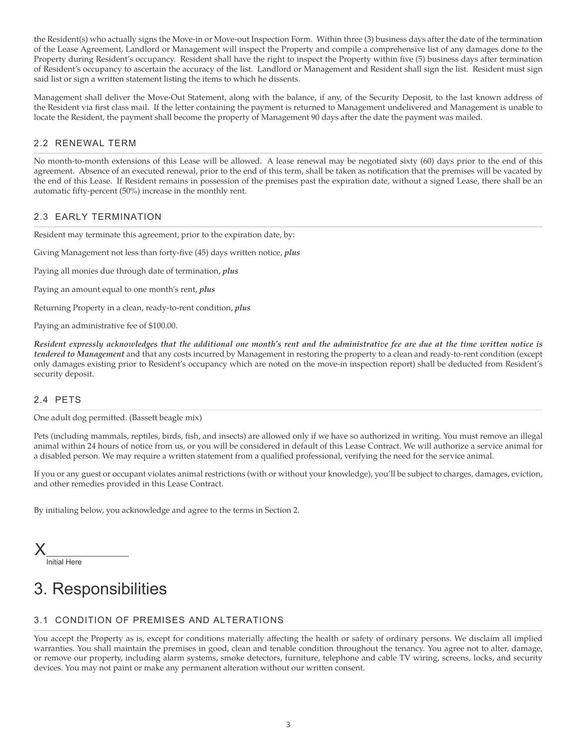the Resident(s) who actually signs the Move-in or Move-out Inspection Form. Within three (3) business days after the date of the termination of the Lease Agreement, Landlord or Management will inspect the Property and compile a comprehensive list of any damages done to the Property during Resident's occupancy. Resident shall have the right to inspect the Property within five (5) business days after termination of Resident's occupancy to ascertain the accuracy of the list. Landlord or Management and Resident shall sign the list. Resident must sign said list or sign a written statement listing the items to which he dissents.

Management shall deliver the Move-Out Statement, along with the balance, if any, of the Security Deposit, to the last known address of the Resident via first class mail. If the letter containing the payment is returned to Management undelivered and Management is unable to locate the Resident, the payment shall become the property of Management 90 days after the date the payment was mailed.

### 2.2 RENEWAL TERM

No month-to-month extensions of this Lease will be allowed. A lease renewal may be negotiated sixty (60) days prior to the end of this agreement. Absence of an executed renewal, prior to the end of this term, shall be taken as notification that the premises will be vacated by the end of this Lease. If Resident remains in possession of the premises past the expiration date, without a signed Lease, there shall be an automatic fifty-percent (50%) increase in the monthly rent.

### 2.3 EARLY TERMINATION

Resident may terminate this agreement, prior to the expiration date, by:

Giving Management not less than forty-five (45) days written notice, ***plus***

Paying all monies due through date of termination, ***plus***

Paying an amount equal to one month's rent, ***plus***

Returning Property in a clean, ready-to-rent condition, ***plus***

Paying an administrative fee of $100.00.

***Resident expressly acknowledges that the additional one month's rent and the administrative fee are due at the time written notice is tendered to Management*** and that any costs incurred by Management in restoring the property to a clean and ready-to-rent condition (except only damages existing prior to Resident's occupancy which are noted on the move-in inspection report) shall be deducted from Resident's security deposit.

### 2.4 PETS

One adult dog permitted. (Bassett beagle mix)

Pets (including mammals, reptiles, birds, fish, and insects) are allowed only if we have so authorized in writing. You must remove an illegal animal within 24 hours of notice from us, or you will be considered in default of this Lease Contract. We will authorize a service animal for a disabled person. We may require a written statement from a qualified professional, verifying the need for the service animal.

If you or any guest or occupant violates animal restrictions (with or without your knowledge), you'll be subject to charges, damages, eviction, and other remedies provided in this Lease Contract.

By initialing below, you acknowledge and agree to the terms in Section 2.

X_______________
Initial Here

# 3. Responsibilities

### 3.1 CONDITION OF PREMISES AND ALTERATIONS

You accept the Property as is, except for conditions materially affecting the health or safety of ordinary persons. We disclaim all implied warranties. You shall maintain the premises in good, clean and tenable condition throughout the tenancy. You agree not to alter, damage, or remove our property, including alarm systems, smoke detectors, furniture, telephone and cable TV wiring, screens, locks, and security devices. You may not paint or make any permanent alteration without our written consent.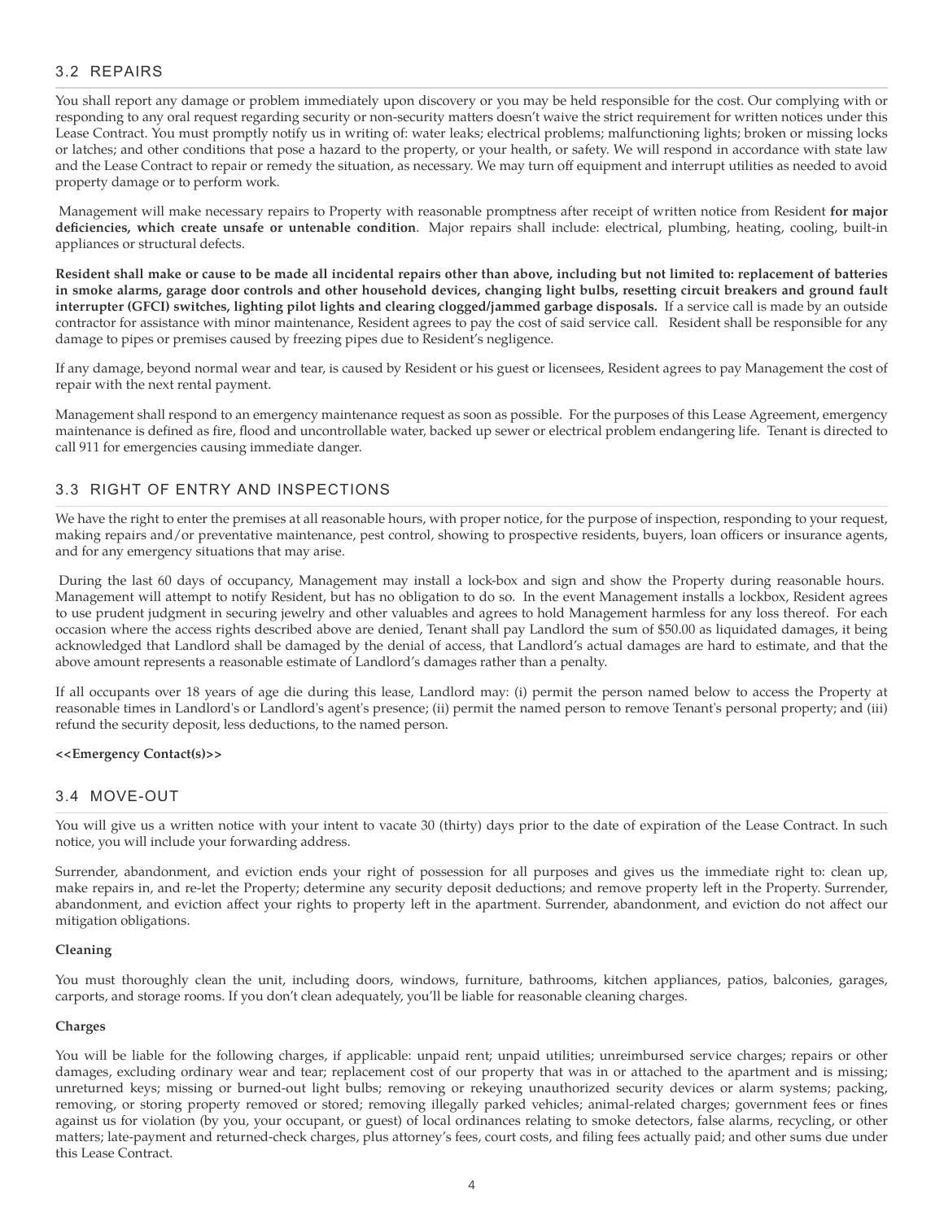## 3.2 REPAIRS

You shall report any damage or problem immediately upon discovery or you may be held responsible for the cost. Our complying with or responding to any oral request regarding security or non-security matters doesn't waive the strict requirement for written notices under this Lease Contract. You must promptly notify us in writing of: water leaks; electrical problems; malfunctioning lights; broken or missing locks or latches; and other conditions that pose a hazard to the property, or your health, or safety. We will respond in accordance with state law and the Lease Contract to repair or remedy the situation, as necessary. We may turn off equipment and interrupt utilities as needed to avoid property damage or to perform work.

Management will make necessary repairs to Property with reasonable promptness after receipt of written notice from Resident **for major deficiencies, which create unsafe or untenable condition**. Major repairs shall include: electrical, plumbing, heating, cooling, built-in appliances or structural defects.

**Resident shall make or cause to be made all incidental repairs other than above, including but not limited to: replacement of batteries in smoke alarms, garage door controls and other household devices, changing light bulbs, resetting circuit breakers and ground fault interrupter (GFCI) switches, lighting pilot lights and clearing clogged/jammed garbage disposals.** If a service call is made by an outside contractor for assistance with minor maintenance, Resident agrees to pay the cost of said service call. Resident shall be responsible for any damage to pipes or premises caused by freezing pipes due to Resident's negligence.

If any damage, beyond normal wear and tear, is caused by Resident or his guest or licensees, Resident agrees to pay Management the cost of repair with the next rental payment.

Management shall respond to an emergency maintenance request as soon as possible. For the purposes of this Lease Agreement, emergency maintenance is defined as fire, flood and uncontrollable water, backed up sewer or electrical problem endangering life. Tenant is directed to call 911 for emergencies causing immediate danger.

## 3.3 RIGHT OF ENTRY AND INSPECTIONS

We have the right to enter the premises at all reasonable hours, with proper notice, for the purpose of inspection, responding to your request, making repairs and/or preventative maintenance, pest control, showing to prospective residents, buyers, loan officers or insurance agents, and for any emergency situations that may arise.

During the last 60 days of occupancy, Management may install a lock-box and sign and show the Property during reasonable hours. Management will attempt to notify Resident, but has no obligation to do so. In the event Management installs a lockbox, Resident agrees to use prudent judgment in securing jewelry and other valuables and agrees to hold Management harmless for any loss thereof. For each occasion where the access rights described above are denied, Tenant shall pay Landlord the sum of $50.00 as liquidated damages, it being acknowledged that Landlord shall be damaged by the denial of access, that Landlord's actual damages are hard to estimate, and that the above amount represents a reasonable estimate of Landlord's damages rather than a penalty.

If all occupants over 18 years of age die during this lease, Landlord may: (i) permit the person named below to access the Property at reasonable times in Landlord's or Landlord's agent's presence; (ii) permit the named person to remove Tenant's personal property; and (iii) refund the security deposit, less deductions, to the named person.

**<<Emergency Contact(s)>>**

## 3.4 MOVE-OUT

You will give us a written notice with your intent to vacate 30 (thirty) days prior to the date of expiration of the Lease Contract. In such notice, you will include your forwarding address.

Surrender, abandonment, and eviction ends your right of possession for all purposes and gives us the immediate right to: clean up, make repairs in, and re-let the Property; determine any security deposit deductions; and remove property left in the Property. Surrender, abandonment, and eviction affect your rights to property left in the apartment. Surrender, abandonment, and eviction do not affect our mitigation obligations.

**Cleaning**

You must thoroughly clean the unit, including doors, windows, furniture, bathrooms, kitchen appliances, patios, balconies, garages, carports, and storage rooms. If you don't clean adequately, you'll be liable for reasonable cleaning charges.

**Charges**

You will be liable for the following charges, if applicable: unpaid rent; unpaid utilities; unreimbursed service charges; repairs or other damages, excluding ordinary wear and tear; replacement cost of our property that was in or attached to the apartment and is missing; unreturned keys; missing or burned-out light bulbs; removing or rekeying unauthorized security devices or alarm systems; packing, removing, or storing property removed or stored; removing illegally parked vehicles; animal-related charges; government fees or fines against us for violation (by you, your occupant, or guest) of local ordinances relating to smoke detectors, false alarms, recycling, or other matters; late-payment and returned-check charges, plus attorney's fees, court costs, and filing fees actually paid; and other sums due under this Lease Contract.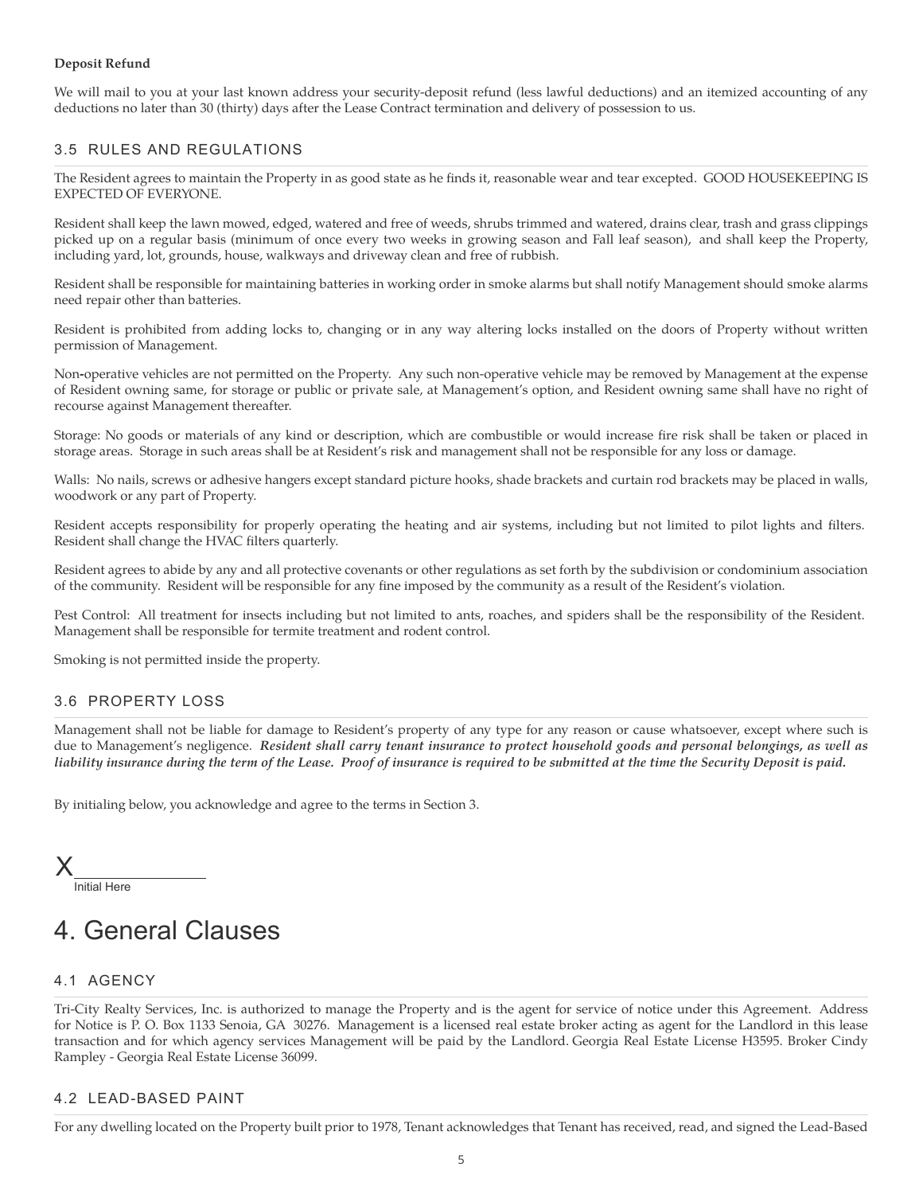**Deposit Refund**

We will mail to you at your last known address your security-deposit refund (less lawful deductions) and an itemized accounting of any deductions no later than 30 (thirty) days after the Lease Contract termination and delivery of possession to us.

### 3.5 RULES AND REGULATIONS

The Resident agrees to maintain the Property in as good state as he finds it, reasonable wear and tear excepted. GOOD HOUSEKEEPING IS EXPECTED OF EVERYONE.

Resident shall keep the lawn mowed, edged, watered and free of weeds, shrubs trimmed and watered, drains clear, trash and grass clippings picked up on a regular basis (minimum of once every two weeks in growing season and Fall leaf season), and shall keep the Property, including yard, lot, grounds, house, walkways and driveway clean and free of rubbish.

Resident shall be responsible for maintaining batteries in working order in smoke alarms but shall notify Management should smoke alarms need repair other than batteries.

Resident is prohibited from adding locks to, changing or in any way altering locks installed on the doors of Property without written permission of Management.

Non-operative vehicles are not permitted on the Property. Any such non-operative vehicle may be removed by Management at the expense of Resident owning same, for storage or public or private sale, at Management's option, and Resident owning same shall have no right of recourse against Management thereafter.

Storage: No goods or materials of any kind or description, which are combustible or would increase fire risk shall be taken or placed in storage areas. Storage in such areas shall be at Resident's risk and management shall not be responsible for any loss or damage.

Walls: No nails, screws or adhesive hangers except standard picture hooks, shade brackets and curtain rod brackets may be placed in walls, woodwork or any part of Property.

Resident accepts responsibility for properly operating the heating and air systems, including but not limited to pilot lights and filters. Resident shall change the HVAC filters quarterly.

Resident agrees to abide by any and all protective covenants or other regulations as set forth by the subdivision or condominium association of the community. Resident will be responsible for any fine imposed by the community as a result of the Resident's violation.

Pest Control: All treatment for insects including but not limited to ants, roaches, and spiders shall be the responsibility of the Resident. Management shall be responsible for termite treatment and rodent control.

Smoking is not permitted inside the property.

### 3.6 PROPERTY LOSS

Management shall not be liable for damage to Resident's property of any type for any reason or cause whatsoever, except where such is due to Management's negligence. ***Resident shall carry tenant insurance to protect household goods and personal belongings, as well as liability insurance during the term of the Lease. Proof of insurance is required to be submitted at the time the Security Deposit is paid.***

By initialing below, you acknowledge and agree to the terms in Section 3.

X______________
Initial Here

# 4. General Clauses

### 4.1 AGENCY

Tri-City Realty Services, Inc. is authorized to manage the Property and is the agent for service of notice under this Agreement. Address for Notice is P. O. Box 1133 Senoia, GA 30276. Management is a licensed real estate broker acting as agent for the Landlord in this lease transaction and for which agency services Management will be paid by the Landlord. Georgia Real Estate License H3595. Broker Cindy Rampley - Georgia Real Estate License 36099.

### 4.2 LEAD-BASED PAINT

For any dwelling located on the Property built prior to 1978, Tenant acknowledges that Tenant has received, read, and signed the Lead-Based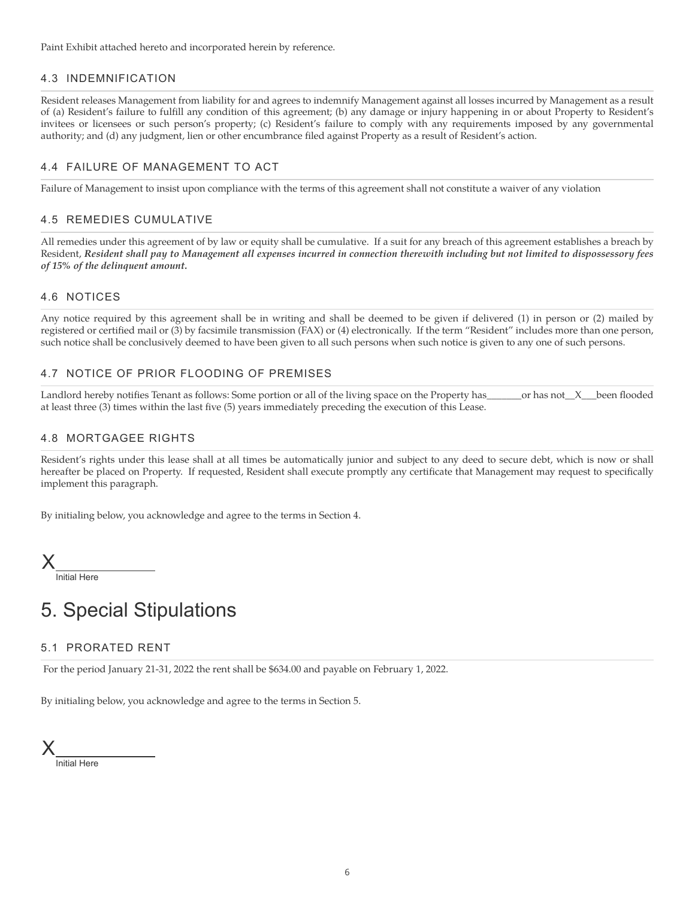Paint Exhibit attached hereto and incorporated herein by reference.

### 4.3 INDEMNIFICATION

Resident releases Management from liability for and agrees to indemnify Management against all losses incurred by Management as a result of (a) Resident's failure to fulfill any condition of this agreement; (b) any damage or injury happening in or about Property to Resident's invitees or licensees or such person's property; (c) Resident's failure to comply with any requirements imposed by any governmental authority; and (d) any judgment, lien or other encumbrance filed against Property as a result of Resident's action.

### 4.4 FAILURE OF MANAGEMENT TO ACT

Failure of Management to insist upon compliance with the terms of this agreement shall not constitute a waiver of any violation

### 4.5 REMEDIES CUMULATIVE

All remedies under this agreement of by law or equity shall be cumulative. If a suit for any breach of this agreement establishes a breach by Resident, ***Resident shall pay to Management all expenses incurred in connection therewith including but not limited to dispossessory fees of 15% of the delinquent amount.***

### 4.6 NOTICES

Any notice required by this agreement shall be in writing and shall be deemed to be given if delivered (1) in person or (2) mailed by registered or certified mail or (3) by facsimile transmission (FAX) or (4) electronically. If the term "Resident" includes more than one person, such notice shall be conclusively deemed to have been given to all such persons when such notice is given to any one of such persons.

### 4.7 NOTICE OF PRIOR FLOODING OF PREMISES

Landlord hereby notifies Tenant as follows: Some portion or all of the living space on the Property has_______or has not__X___been flooded at least three (3) times within the last five (5) years immediately preceding the execution of this Lease.

### 4.8 MORTGAGEE RIGHTS

Resident's rights under this lease shall at all times be automatically junior and subject to any deed to secure debt, which is now or shall hereafter be placed on Property. If requested, Resident shall execute promptly any certificate that Management may request to specifically implement this paragraph.

By initialing below, you acknowledge and agree to the terms in Section 4.

X______________
Initial Here

# 5. Special Stipulations

### 5.1 PRORATED RENT

For the period January 21-31, 2022 the rent shall be $634.00 and payable on February 1, 2022.

By initialing below, you acknowledge and agree to the terms in Section 5.

X______________
Initial Here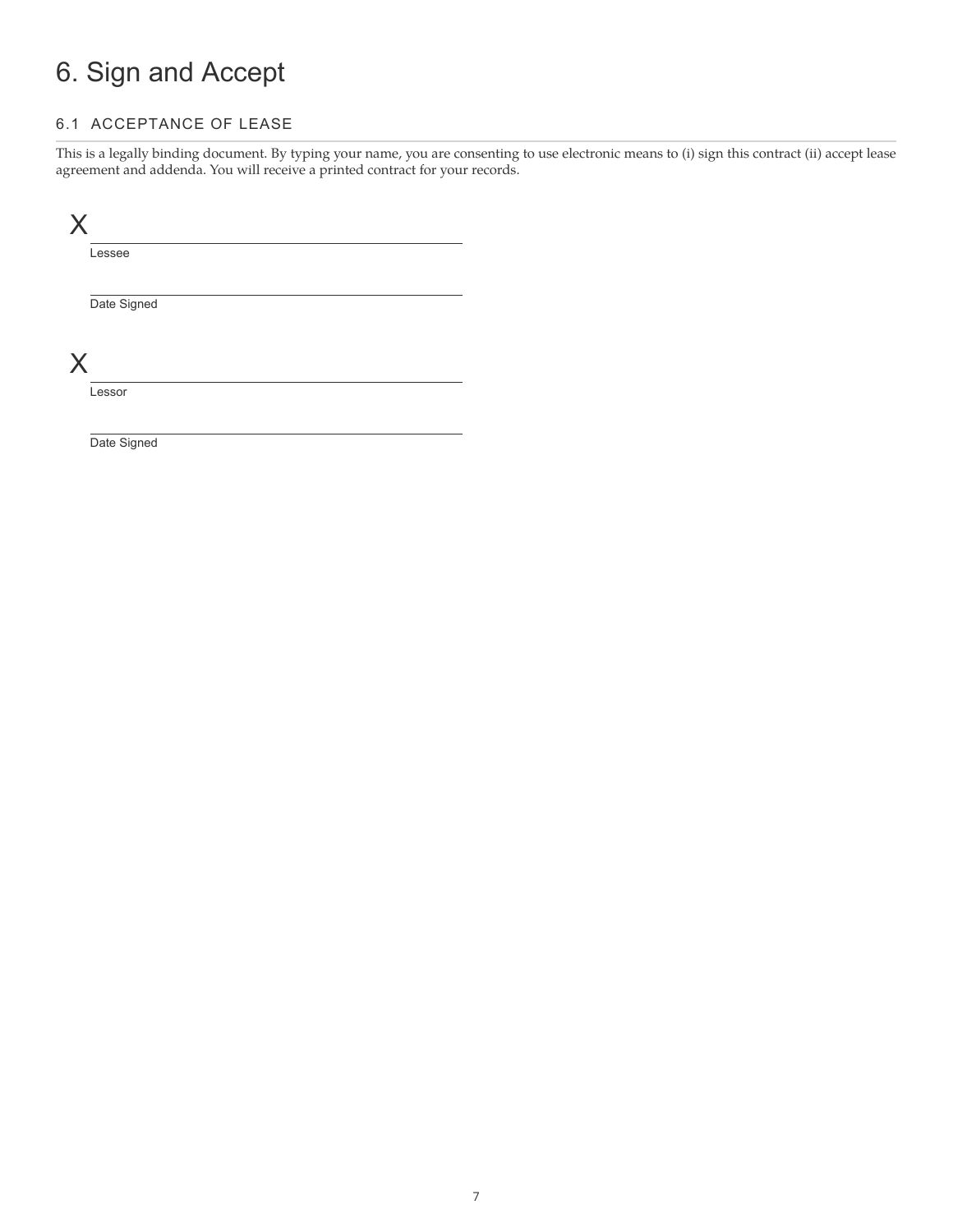# 6. Sign and Accept

## 6.1 ACCEPTANCE OF LEASE

This is a legally binding document. By typing your name, you are consenting to use electronic means to (i) sign this contract (ii) accept lease agreement and addenda. You will receive a printed contract for your records.

X ______________________________

Lessee

______________________________

Date Signed

X ______________________________

Lessor

______________________________

Date Signed